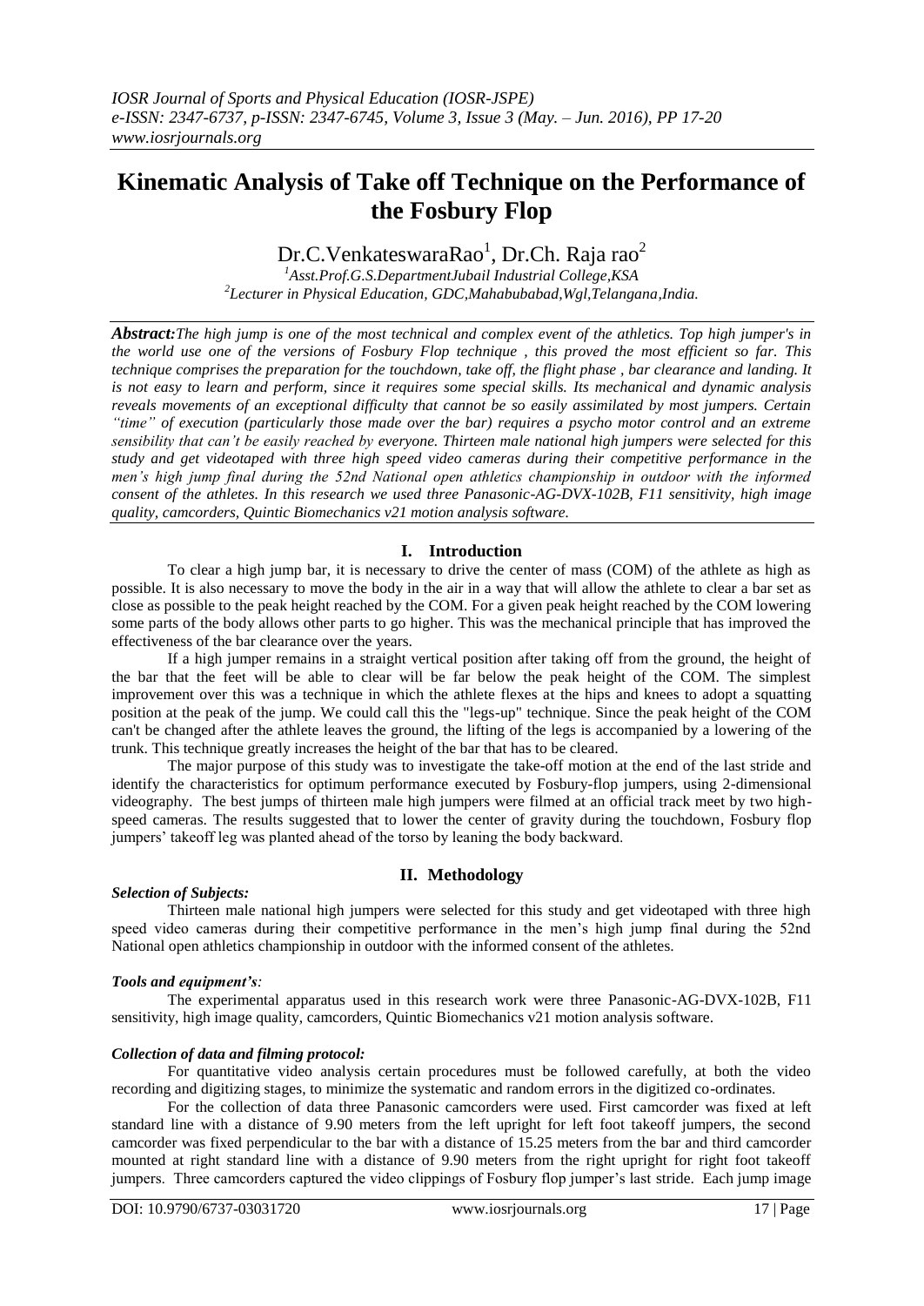# Kinematic Analysis of Take off Technique on the Performance of the Fosbury Flop

Dr.C.VenkateswaraRao[1], Dr.Ch. Raja rao[2]

[1]Asst.Prof.G.S.DepartmentJubail Industrial College,KSA
[2]Lecturer in Physical Education, GDC,Mahabubabad,Wgl,Telangana,India.

***Abstract:*** *The high jump is one of the most technical and complex event of the athletics. Top high jumper's in the world use one of the versions of Fosbury Flop technique , this proved the most efficient so far. This technique comprises the preparation for the touchdown, take off, the flight phase , bar clearance and landing. It is not easy to learn and perform, since it requires some special skills. Its mechanical and dynamic analysis reveals movements of an exceptional difficulty that cannot be so easily assimilated by most jumpers. Certain "time" of execution (particularly those made over the bar) requires a psycho motor control and an extreme sensibility that can't be easily reached by everyone. Thirteen male national high jumpers were selected for this study and get videotaped with three high speed video cameras during their competitive performance in the men's high jump final during the 52nd National open athletics championship in outdoor with the informed consent of the athletes. In this research we used three Panasonic-AG-DVX-102B, F11 sensitivity, high image quality, camcorders, Quintic Biomechanics v21 motion analysis software.*

## I. Introduction

To clear a high jump bar, it is necessary to drive the center of mass (COM) of the athlete as high as possible. It is also necessary to move the body in the air in a way that will allow the athlete to clear a bar set as close as possible to the peak height reached by the COM. For a given peak height reached by the COM lowering some parts of the body allows other parts to go higher. This was the mechanical principle that has improved the effectiveness of the bar clearance over the years.

If a high jumper remains in a straight vertical position after taking off from the ground, the height of the bar that the feet will be able to clear will be far below the peak height of the COM. The simplest improvement over this was a technique in which the athlete flexes at the hips and knees to adopt a squatting position at the peak of the jump. We could call this the "legs-up" technique. Since the peak height of the COM can't be changed after the athlete leaves the ground, the lifting of the legs is accompanied by a lowering of the trunk. This technique greatly increases the height of the bar that has to be cleared.

The major purpose of this study was to investigate the take-off motion at the end of the last stride and identify the characteristics for optimum performance executed by Fosbury-flop jumpers, using 2-dimensional videography. The best jumps of thirteen male high jumpers were filmed at an official track meet by two high-speed cameras. The results suggested that to lower the center of gravity during the touchdown, Fosbury flop jumpers' takeoff leg was planted ahead of the torso by leaning the body backward.

## II. Methodology

### *Selection of Subjects:*

Thirteen male national high jumpers were selected for this study and get videotaped with three high speed video cameras during their competitive performance in the men's high jump final during the 52nd National open athletics championship in outdoor with the informed consent of the athletes.

### *Tools and equipment's:*

The experimental apparatus used in this research work were three Panasonic-AG-DVX-102B, F11 sensitivity, high image quality, camcorders, Quintic Biomechanics v21 motion analysis software.

### *Collection of data and filming protocol:*

For quantitative video analysis certain procedures must be followed carefully, at both the video recording and digitizing stages, to minimize the systematic and random errors in the digitized co-ordinates.

For the collection of data three Panasonic camcorders were used. First camcorder was fixed at left standard line with a distance of 9.90 meters from the left upright for left foot takeoff jumpers, the second camcorder was fixed perpendicular to the bar with a distance of 15.25 meters from the bar and third camcorder mounted at right standard line with a distance of 9.90 meters from the right upright for right foot takeoff jumpers. Three camcorders captured the video clippings of Fosbury flop jumper's last stride. Each jump image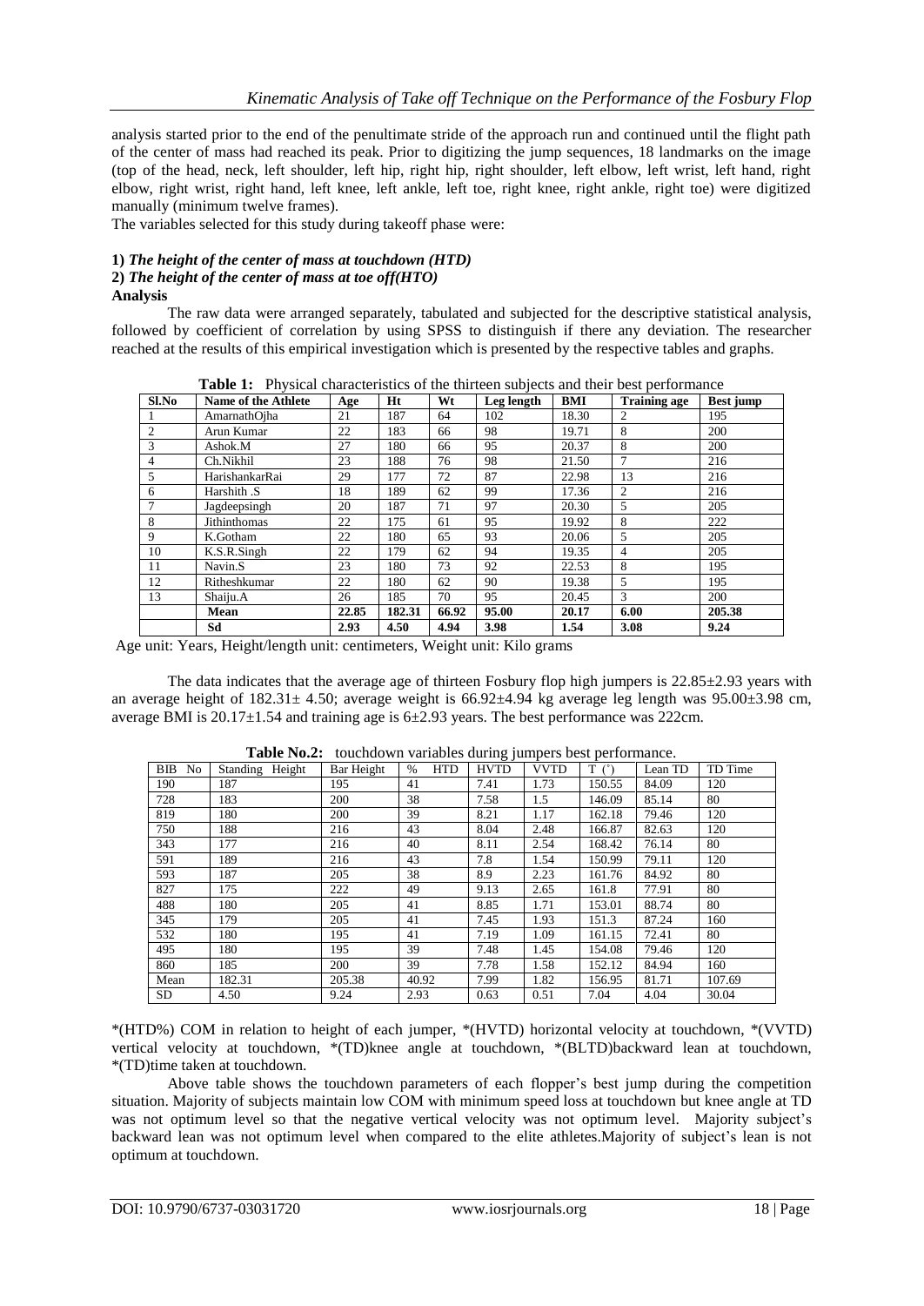analysis started prior to the end of the penultimate stride of the approach run and continued until the flight path of the center of mass had reached its peak. Prior to digitizing the jump sequences, 18 landmarks on the image (top of the head, neck, left shoulder, left hip, right hip, right shoulder, left elbow, left wrist, left hand, right elbow, right wrist, right hand, left knee, left ankle, left toe, right knee, right ankle, right toe) were digitized manually (minimum twelve frames).

The variables selected for this study during takeoff phase were:

**1)** ***The height of the center of mass at touchdown (HTD)***
**2)** ***The height of the center of mass at toe off(HTO)***

**Analysis**

The raw data were arranged separately, tabulated and subjected for the descriptive statistical analysis, followed by coefficient of correlation by using SPSS to distinguish if there any deviation. The researcher reached at the results of this empirical investigation which is presented by the respective tables and graphs.

**Table 1:** Physical characteristics of the thirteen subjects and their best performance

| Sl.No | Name of the Athlete | Age | Ht | Wt | Leg length | BMI | Training age | Best jump |
|---|---|---|---|---|---|---|---|---|
| 1 | AmarnathOjha | 21 | 187 | 64 | 102 | 18.30 | 2 | 195 |
| 2 | Arun Kumar | 22 | 183 | 66 | 98 | 19.71 | 8 | 200 |
| 3 | Ashok.M | 27 | 180 | 66 | 95 | 20.37 | 8 | 200 |
| 4 | Ch.Nikhil | 23 | 188 | 76 | 98 | 21.50 | 7 | 216 |
| 5 | HarishankarRai | 29 | 177 | 72 | 87 | 22.98 | 13 | 216 |
| 6 | Harshith .S | 18 | 189 | 62 | 99 | 17.36 | 2 | 216 |
| 7 | Jagdeepsingh | 20 | 187 | 71 | 97 | 20.30 | 5 | 205 |
| 8 | Jithinthomas | 22 | 175 | 61 | 95 | 19.92 | 8 | 222 |
| 9 | K.Gotham | 22 | 180 | 65 | 93 | 20.06 | 5 | 205 |
| 10 | K.S.R.Singh | 22 | 179 | 62 | 94 | 19.35 | 4 | 205 |
| 11 | Navin.S | 23 | 180 | 73 | 92 | 22.53 | 8 | 195 |
| 12 | Ritheshkumar | 22 | 180 | 62 | 90 | 19.38 | 5 | 195 |
| 13 | Shaiju.A | 26 | 185 | 70 | 95 | 20.45 | 3 | 200 |
| | **Mean** | **22.85** | **182.31** | **66.92** | **95.00** | **20.17** | **6.00** | **205.38** |
| | **Sd** | **2.93** | **4.50** | **4.94** | **3.98** | **1.54** | **3.08** | **9.24** |

Age unit: Years, Height/length unit: centimeters, Weight unit: Kilo grams

The data indicates that the average age of thirteen Fosbury flop high jumpers is 22.85±2.93 years with an average height of 182.31± 4.50; average weight is 66.92±4.94 kg average leg length was 95.00±3.98 cm, average BMI is 20.17±1.54 and training age is 6±2.93 years. The best performance was 222cm.

**Table No.2:** touchdown variables during jumpers best performance.

| BIB No | Standing Height | Bar Height | % HTD | HVTD | VVTD | T (˚) | Lean TD | TD Time |
|---|---|---|---|---|---|---|---|---|
| 190 | 187 | 195 | 41 | 7.41 | 1.73 | 150.55 | 84.09 | 120 |
| 728 | 183 | 200 | 38 | 7.58 | 1.5 | 146.09 | 85.14 | 80 |
| 819 | 180 | 200 | 39 | 8.21 | 1.17 | 162.18 | 79.46 | 120 |
| 750 | 188 | 216 | 43 | 8.04 | 2.48 | 166.87 | 82.63 | 120 |
| 343 | 177 | 216 | 40 | 8.11 | 2.54 | 168.42 | 76.14 | 80 |
| 591 | 189 | 216 | 43 | 7.8 | 1.54 | 150.99 | 79.11 | 120 |
| 593 | 187 | 205 | 38 | 8.9 | 2.23 | 161.76 | 84.92 | 80 |
| 827 | 175 | 222 | 49 | 9.13 | 2.65 | 161.8 | 77.91 | 80 |
| 488 | 180 | 205 | 41 | 8.85 | 1.71 | 153.01 | 88.74 | 80 |
| 345 | 179 | 205 | 41 | 7.45 | 1.93 | 151.3 | 87.24 | 160 |
| 532 | 180 | 195 | 41 | 7.19 | 1.09 | 161.15 | 72.41 | 80 |
| 495 | 180 | 195 | 39 | 7.48 | 1.45 | 154.08 | 79.46 | 120 |
| 860 | 185 | 200 | 39 | 7.78 | 1.58 | 152.12 | 84.94 | 160 |
| Mean | 182.31 | 205.38 | 40.92 | 7.99 | 1.82 | 156.95 | 81.71 | 107.69 |
| SD | 4.50 | 9.24 | 2.93 | 0.63 | 0.51 | 7.04 | 4.04 | 30.04 |

*(HTD%) COM in relation to height of each jumper, *(HVTD) horizontal velocity at touchdown, *(VVTD) vertical velocity at touchdown, *(TD)knee angle at touchdown, *(BLTD)backward lean at touchdown, *(TD)time taken at touchdown.

Above table shows the touchdown parameters of each flopper's best jump during the competition situation. Majority of subjects maintain low COM with minimum speed loss at touchdown but knee angle at TD was not optimum level so that the negative vertical velocity was not optimum level. Majority subject's backward lean was not optimum level when compared to the elite athletes.Majority of subject's lean is not optimum at touchdown.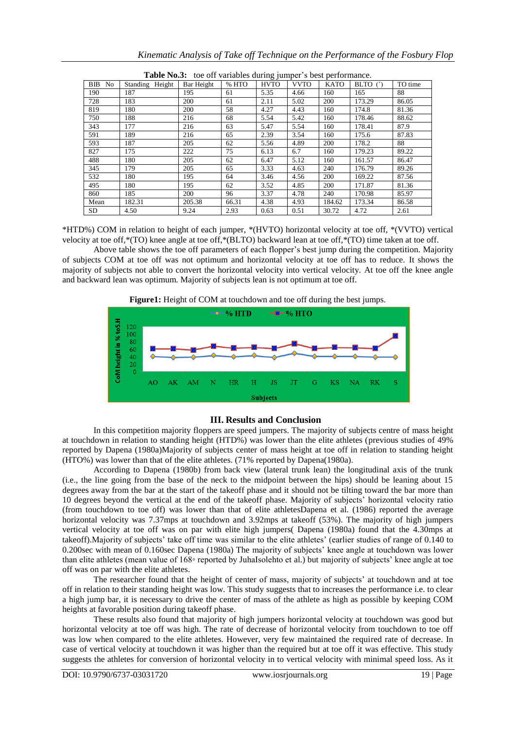**Table No.3:** toe off variables during jumper's best performance.

| BIB No | Standing Height | Bar Height | % HTO | HVTO | VVTO | KATO | BLTO (˚) | TO time |
|---|---|---|---|---|---|---|---|---|
| 190 | 187 | 195 | 61 | 5.35 | 4.66 | 160 | 165 | 88 |
| 728 | 183 | 200 | 61 | 2.11 | 5.02 | 200 | 173.29 | 86.05 |
| 819 | 180 | 200 | 58 | 4.27 | 4.43 | 160 | 174.8 | 81.36 |
| 750 | 188 | 216 | 68 | 5.54 | 5.42 | 160 | 178.46 | 88.62 |
| 343 | 177 | 216 | 63 | 5.47 | 5.54 | 160 | 178.41 | 87.9 |
| 591 | 189 | 216 | 65 | 2.39 | 3.54 | 160 | 175.6 | 87.83 |
| 593 | 187 | 205 | 62 | 5.56 | 4.89 | 200 | 178.2 | 88 |
| 827 | 175 | 222 | 75 | 6.13 | 6.7 | 160 | 179.23 | 89.22 |
| 488 | 180 | 205 | 62 | 6.47 | 5.12 | 160 | 161.57 | 86.47 |
| 345 | 179 | 205 | 65 | 3.33 | 4.63 | 240 | 176.79 | 89.26 |
| 532 | 180 | 195 | 64 | 3.46 | 4.56 | 200 | 169.22 | 87.56 |
| 495 | 180 | 195 | 62 | 3.52 | 4.85 | 200 | 171.87 | 81.36 |
| 860 | 185 | 200 | 96 | 3.37 | 4.78 | 240 | 170.98 | 85.97 |
| Mean | 182.31 | 205.38 | 66.31 | 4.38 | 4.93 | 184.62 | 173.34 | 86.58 |
| SD | 4.50 | 9.24 | 2.93 | 0.63 | 0.51 | 30.72 | 4.72 | 2.61 |

*HTD%) COM in relation to height of each jumper, *(HVTO) horizontal velocity at toe off, *(VVTO) vertical velocity at toe off,*(TO) knee angle at toe off,*(BLTO) backward lean at toe off,*(TO) time taken at toe off.

Above table shows the toe off parameters of each flopper's best jump during the competition. Majority of subjects COM at toe off was not optimum and horizontal velocity at toe off has to reduce. It shows the majority of subjects not able to convert the horizontal velocity into vertical velocity. At toe off the knee angle and backward lean was optimum. Majority of subjects lean is not optimum at toe off.

**Figure1:** Height of COM at touchdown and toe off during the best jumps.

| Subjects | AO | AK | AM | N | HR | H | JS | JT | G | KS | NA | RK | S |
|---|---|---|---|---|---|---|---|---|---|---|---|---|---|

## III. Results and Conclusion

In this competition majority floppers are speed jumpers. The majority of subjects centre of mass height at touchdown in relation to standing height (HTD%) was lower than the elite athletes (previous studies of 49% reported by Dapena (1980a)Majority of subjects center of mass height at toe off in relation to standing height (HTO%) was lower than that of the elite athletes. (71% reported by Dapena(1980a).

According to Dapena (1980b) from back view (lateral trunk lean) the longitudinal axis of the trunk (i.e., the line going from the base of the neck to the midpoint between the hips) should be leaning about 15 degrees away from the bar at the start of the takeoff phase and it should not be tilting toward the bar more than 10 degrees beyond the vertical at the end of the takeoff phase. Majority of subjects' horizontal velocity ratio (from touchdown to toe off) was lower than that of elite athletesDapena et al. (1986) reported the average horizontal velocity was 7.37mps at touchdown and 3.92mps at takeoff (53%). The majority of high jumpers vertical velocity at toe off was on par with elite high jumpers( Dapena (1980a) found that the 4.30mps at takeoff).Majority of subjects' take off time was similar to the elite athletes' (earlier studies of range of 0.140 to 0.200sec with mean of 0.160sec Dapena (1980a) The majority of subjects' knee angle at touchdown was lower than elite athletes (mean value of 168◦ reported by JuhaIsolehto et al.) but majority of subjects' knee angle at toe off was on par with the elite athletes.

The researcher found that the height of center of mass, majority of subjects' at touchdown and at toe off in relation to their standing height was low. This study suggests that to increases the performance i.e. to clear a high jump bar, it is necessary to drive the center of mass of the athlete as high as possible by keeping COM heights at favorable position during takeoff phase.

These results also found that majority of high jumpers horizontal velocity at touchdown was good but horizontal velocity at toe off was high. The rate of decrease of horizontal velocity from touchdown to toe off was low when compared to the elite athletes. However, very few maintained the required rate of decrease. In case of vertical velocity at touchdown it was higher than the required but at toe off it was effective. This study suggests the athletes for conversion of horizontal velocity in to vertical velocity with minimal speed loss. As it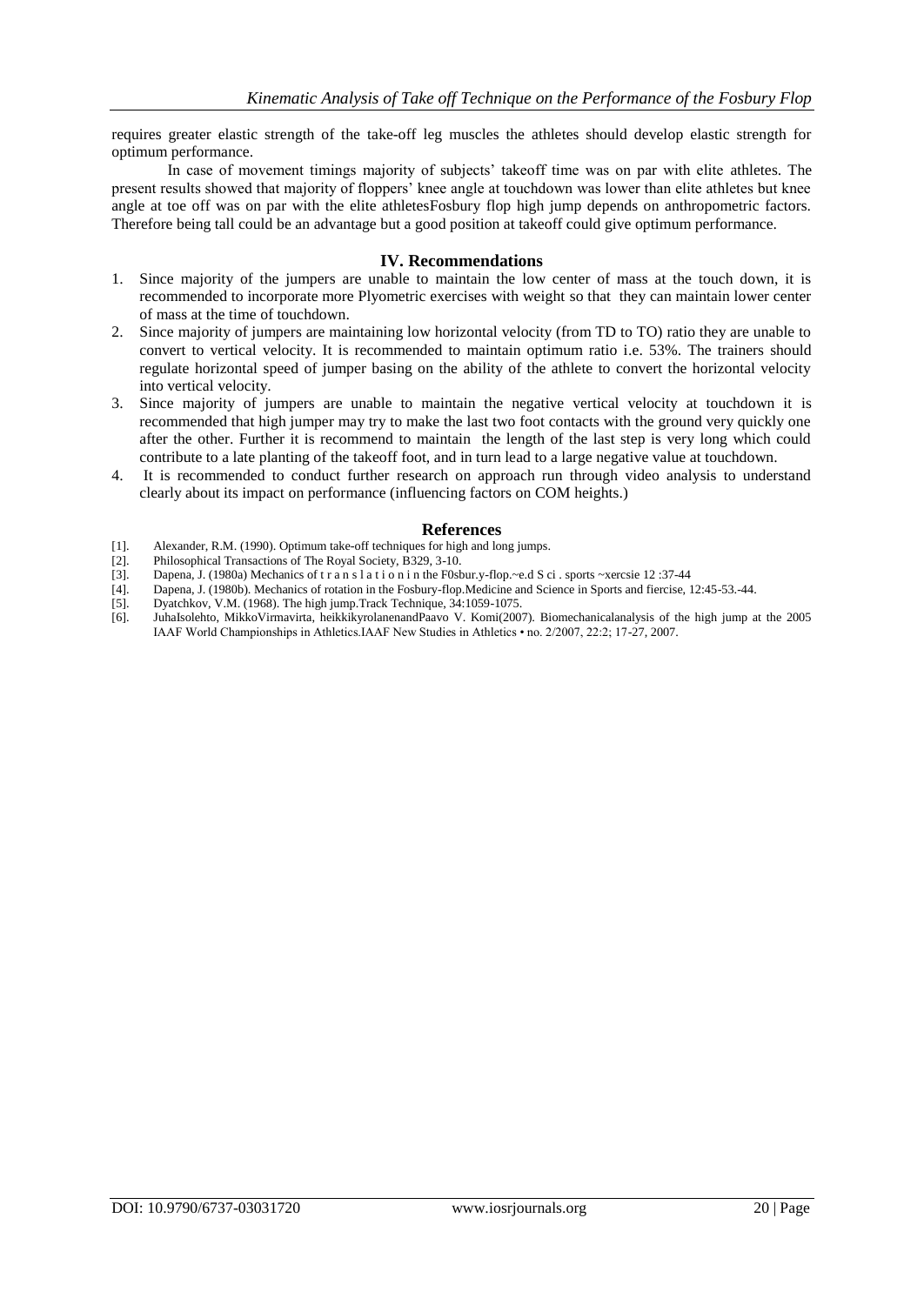requires greater elastic strength of the take-off leg muscles the athletes should develop elastic strength for optimum performance.

In case of movement timings majority of subjects' takeoff time was on par with elite athletes. The present results showed that majority of floppers' knee angle at touchdown was lower than elite athletes but knee angle at toe off was on par with the elite athletesFosbury flop high jump depends on anthropometric factors. Therefore being tall could be an advantage but a good position at takeoff could give optimum performance.

## IV. Recommendations

1. Since majority of the jumpers are unable to maintain the low center of mass at the touch down, it is recommended to incorporate more Plyometric exercises with weight so that they can maintain lower center of mass at the time of touchdown.
2. Since majority of jumpers are maintaining low horizontal velocity (from TD to TO) ratio they are unable to convert to vertical velocity. It is recommended to maintain optimum ratio i.e. 53%. The trainers should regulate horizontal speed of jumper basing on the ability of the athlete to convert the horizontal velocity into vertical velocity.
3. Since majority of jumpers are unable to maintain the negative vertical velocity at touchdown it is recommended that high jumper may try to make the last two foot contacts with the ground very quickly one after the other. Further it is recommend to maintain the length of the last step is very long which could contribute to a late planting of the takeoff foot, and in turn lead to a large negative value at touchdown.
4. It is recommended to conduct further research on approach run through video analysis to understand clearly about its impact on performance (influencing factors on COM heights.)

## References

[1]. Alexander, R.M. (1990). Optimum take-off techniques for high and long jumps.
[2]. Philosophical Transactions of The Royal Society, B329, 3-10.
[3]. Dapena, J. (1980a) Mechanics of t r a n s l a t i o n i n the F0sbur.y-flop.~e.d S ci . sports ~xercsie 12 :37-44
[4]. Dapena, J. (1980b). Mechanics of rotation in the Fosbury-flop.Medicine and Science in Sports and fiercise, 12:45-53.-44.
[5]. Dyatchkov, V.M. (1968). The high jump.Track Technique, 34:1059-1075.
[6]. JuhaIsolehto, MikkoVirmavirta, heikkikyrolanenandPaavo V. Komi(2007). Biomechanicalanalysis of the high jump at the 2005 IAAF World Championships in Athletics.IAAF New Studies in Athletics • no. 2/2007, 22:2; 17-27, 2007.